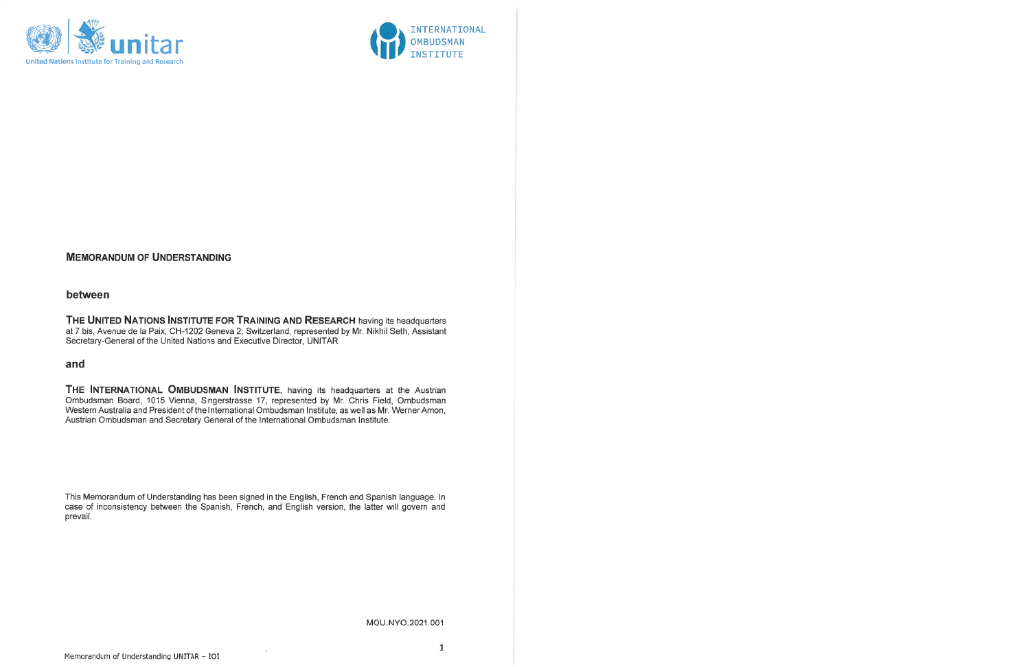unitar
United Nations Institute for Training and Research

INTERNATIONAL OMBUDSMAN INSTITUTE

# MEMORANDUM OF UNDERSTANDING

**between**

**THE UNITED NATIONS INSTITUTE FOR TRAINING AND RESEARCH** having its headquarters at 7 bis, Avenue de la Paix, CH-1202 Geneva 2, Switzerland, represented by Mr. Nikhil Seth, Assistant Secretary-General of the United Nations and Executive Director, UNITAR

**and**

**THE INTERNATIONAL OMBUDSMAN INSTITUTE**, having its headquarters at the Austrian Ombudsman Board, 1015 Vienna, Singerstrasse 17, represented by Mr. Chris Field, Ombudsman Western Australia and President of the International Ombudsman Institute, as well as Mr. Werner Amon, Austrian Ombudsman and Secretary General of the International Ombudsman Institute.

This Memorandum of Understanding has been signed in the English, French and Spanish language. In case of inconsistency between the Spanish, French, and English version, the latter will govern and prevail.

MOU.NYO.2021.001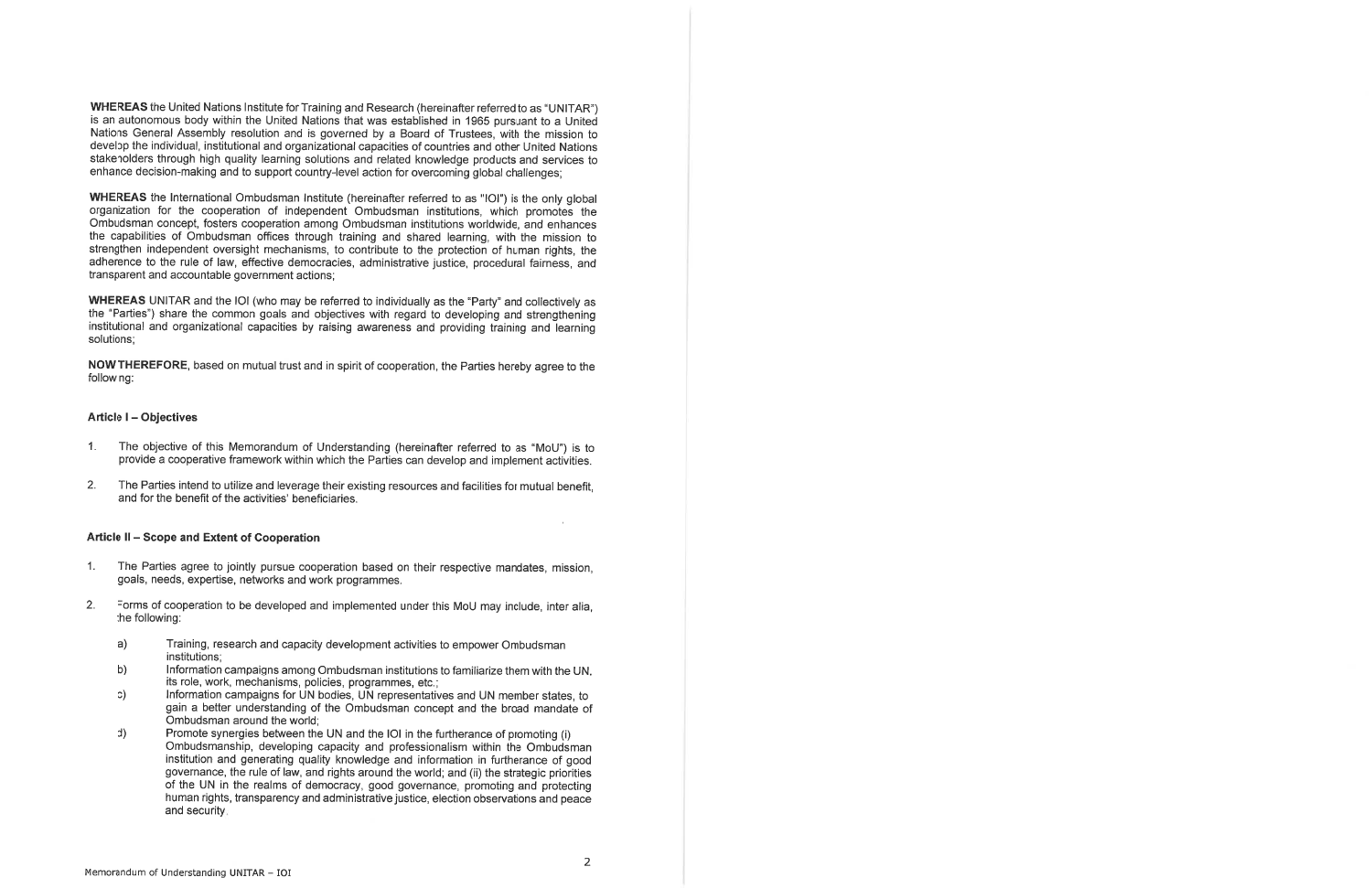**WHEREAS** the United Nations Institute for Training and Research (hereinafter referred to as "UNITAR") is an autonomous body within the United Nations that was established in 1965 pursuant to a United Nations General Assembly resolution and is governed by a Board of Trustees, with the mission to develop the individual, institutional and organizational capacities of countries and other United Nations stakeholders through high quality learning solutions and related knowledge products and services to enhance decision-making and to support country-level action for overcoming global challenges;

**WHEREAS** the International Ombudsman Institute (hereinafter referred to as "IOI") is the only global organization for the cooperation of independent Ombudsman institutions, which promotes the Ombudsman concept, fosters cooperation among Ombudsman institutions worldwide, and enhances the capabilities of Ombudsman offices through training and shared learning, with the mission to strengthen independent oversight mechanisms, to contribute to the protection of human rights, the adherence to the rule of law, effective democracies, administrative justice, procedural fairness, and transparent and accountable government actions;

**WHEREAS** UNITAR and the IOI (who may be referred to individually as the "Party" and collectively as the "Parties") share the common goals and objectives with regard to developing and strengthening institutional and organizational capacities by raising awareness and providing training and learning solutions;

**NOW THEREFORE**, based on mutual trust and in spirit of cooperation, the Parties hereby agree to the following:

### Article I – Objectives

1. The objective of this Memorandum of Understanding (hereinafter referred to as "MoU") is to provide a cooperative framework within which the Parties can develop and implement activities.

2. The Parties intend to utilize and leverage their existing resources and facilities for mutual benefit, and for the benefit of the activities' beneficiaries.

### Article II – Scope and Extent of Cooperation

1. The Parties agree to jointly pursue cooperation based on their respective mandates, mission, goals, needs, expertise, networks and work programmes.

2. Forms of cooperation to be developed and implemented under this MoU may include, inter alia, the following:

   a) Training, research and capacity development activities to empower Ombudsman institutions;
   
   b) Information campaigns among Ombudsman institutions to familiarize them with the UN, its role, work, mechanisms, policies, programmes, etc.;
   
   c) Information campaigns for UN bodies, UN representatives and UN member states, to gain a better understanding of the Ombudsman concept and the broad mandate of Ombudsman around the world;
   
   d) Promote synergies between the UN and the IOI in the furtherance of promoting (i) Ombudsmanship, developing capacity and professionalism within the Ombudsman institution and generating quality knowledge and information in furtherance of good governance, the rule of law, and rights around the world; and (ii) the strategic priorities of the UN in the realms of democracy, good governance, promoting and protecting human rights, transparency and administrative justice, election observations and peace and security.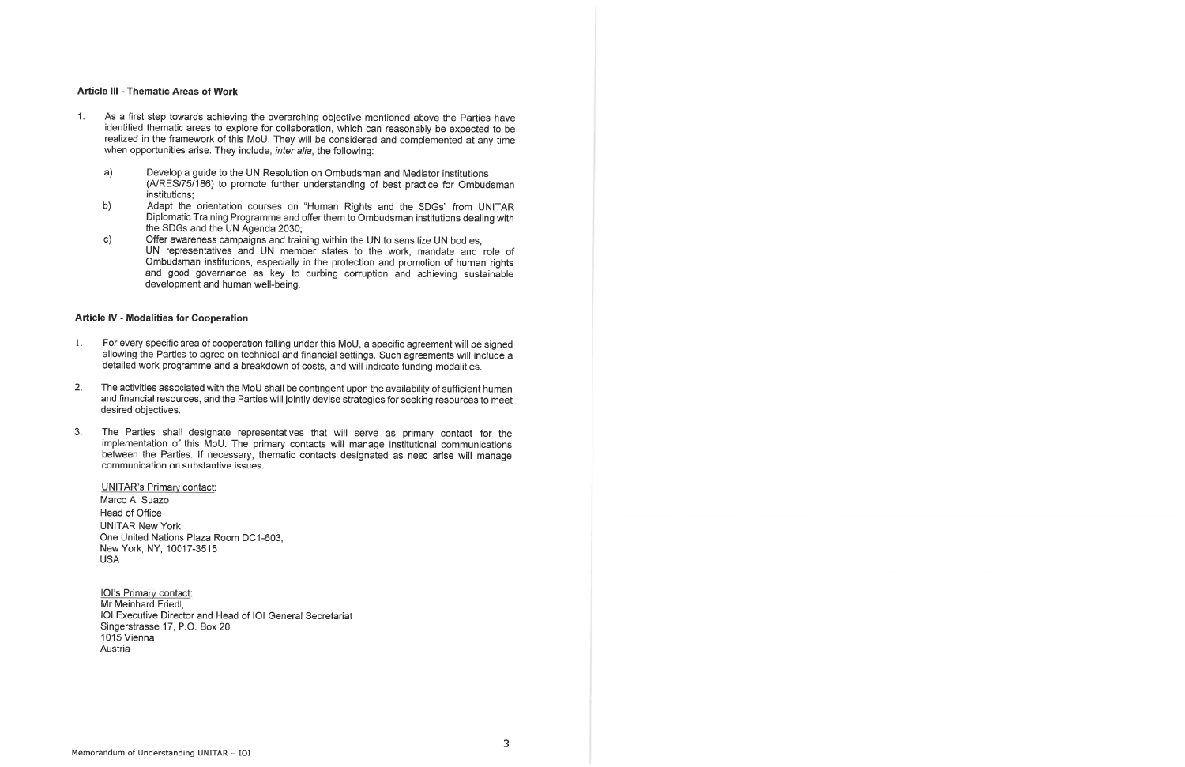**Article III - Thematic Areas of Work**

1. As a first step towards achieving the overarching objective mentioned above the Parties have identified thematic areas to explore for collaboration, which can reasonably be expected to be realized in the framework of this MoU. They will be considered and complemented at any time when opportunities arise. They include, *inter alia*, the following:

   a) Develop a guide to the UN Resolution on Ombudsman and Mediator institutions (A/RES/75/186) to promote further understanding of best practice for Ombudsman institutions;

   b) Adapt the orientation courses on "Human Rights and the SDGs" from UNITAR Diplomatic Training Programme and offer them to Ombudsman institutions dealing with the SDGs and the UN Agenda 2030;

   c) Offer awareness campaigns and training within the UN to sensitize UN bodies, UN representatives and UN member states to the work, mandate and role of Ombudsman institutions, especially in the protection and promotion of human rights and good governance as key to curbing corruption and achieving sustainable development and human well-being.

**Article IV - Modalities for Cooperation**

1. For every specific area of cooperation falling under this MoU, a specific agreement will be signed allowing the Parties to agree on technical and financial settings. Such agreements will include a detailed work programme and a breakdown of costs, and will indicate funding modalities.

2. The activities associated with the MoU shall be contingent upon the availability of sufficient human and financial resources, and the Parties will jointly devise strategies for seeking resources to meet desired objectives.

3. The Parties shall designate representatives that will serve as primary contact for the implementation of this MoU. The primary contacts will manage institutional communications between the Parties. If necessary, thematic contacts designated as need arise will manage communication on substantive issues.

   UNITAR's Primary contact:
   Marco A. Suazo
   Head of Office
   UNITAR New York
   One United Nations Plaza Room DC1-603,
   New York, NY, 10017-3515
   USA

   IOI's Primary contact:
   Mr Meinhard Friedl,
   IOI Executive Director and Head of IOI General Secretariat
   Singerstrasse 17, P.O. Box 20
   1015 Vienna
   Austria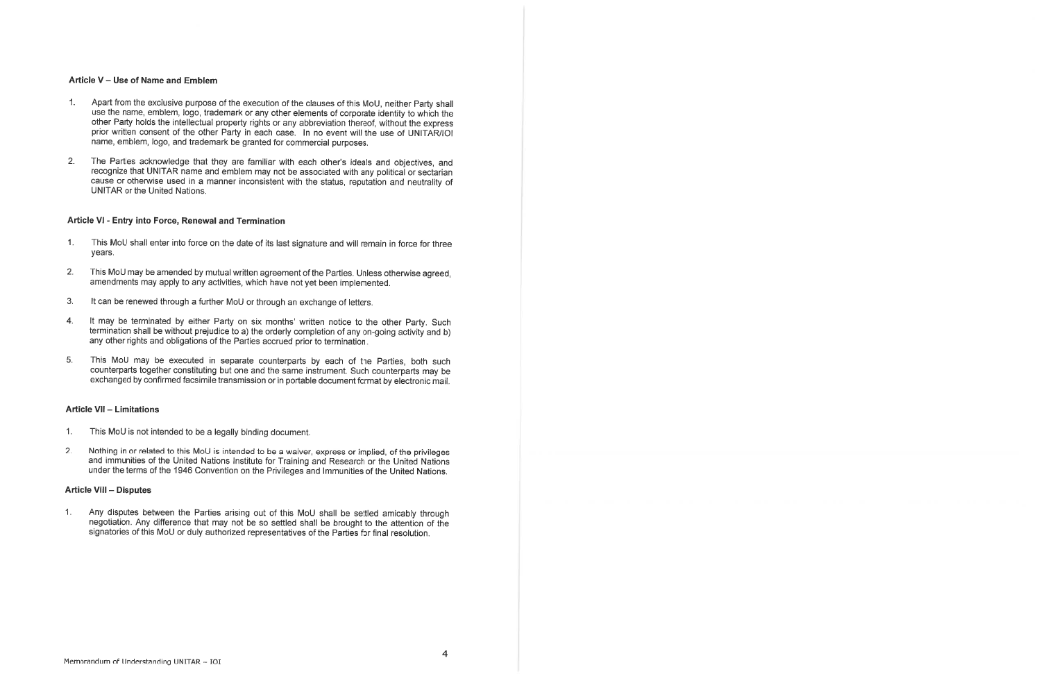### Article V – Use of Name and Emblem

1. Apart from the exclusive purpose of the execution of the clauses of this MoU, neither Party shall use the name, emblem, logo, trademark or any other elements of corporate identity to which the other Party holds the intellectual property rights or any abbreviation thereof, without the express prior written consent of the other Party in each case. In no event will the use of UNITAR/IOI name, emblem, logo, and trademark be granted for commercial purposes.

2. The Parties acknowledge that they are familiar with each other's ideals and objectives, and recognize that UNITAR name and emblem may not be associated with any political or sectarian cause or otherwise used in a manner inconsistent with the status, reputation and neutrality of UNITAR or the United Nations.

### Article VI - Entry into Force, Renewal and Termination

1. This MoU shall enter into force on the date of its last signature and will remain in force for three years.

2. This MoU may be amended by mutual written agreement of the Parties. Unless otherwise agreed, amendments may apply to any activities, which have not yet been implemented.

3. It can be renewed through a further MoU or through an exchange of letters.

4. It may be terminated by either Party on six months' written notice to the other Party. Such termination shall be without prejudice to a) the orderly completion of any on-going activity and b) any other rights and obligations of the Parties accrued prior to termination.

5. This MoU may be executed in separate counterparts by each of the Parties, both such counterparts together constituting but one and the same instrument. Such counterparts may be exchanged by confirmed facsimile transmission or in portable document format by electronic mail.

### Article VII – Limitations

1. This MoU is not intended to be a legally binding document.

2. Nothing in or related to this MoU is intended to be a waiver, express or implied, of the privileges and immunities of the United Nations Institute for Training and Research or the United Nations under the terms of the 1946 Convention on the Privileges and Immunities of the United Nations.

### Article VIII – Disputes

1. Any disputes between the Parties arising out of this MoU shall be settled amicably through negotiation. Any difference that may not be so settled shall be brought to the attention of the signatories of this MoU or duly authorized representatives of the Parties for final resolution.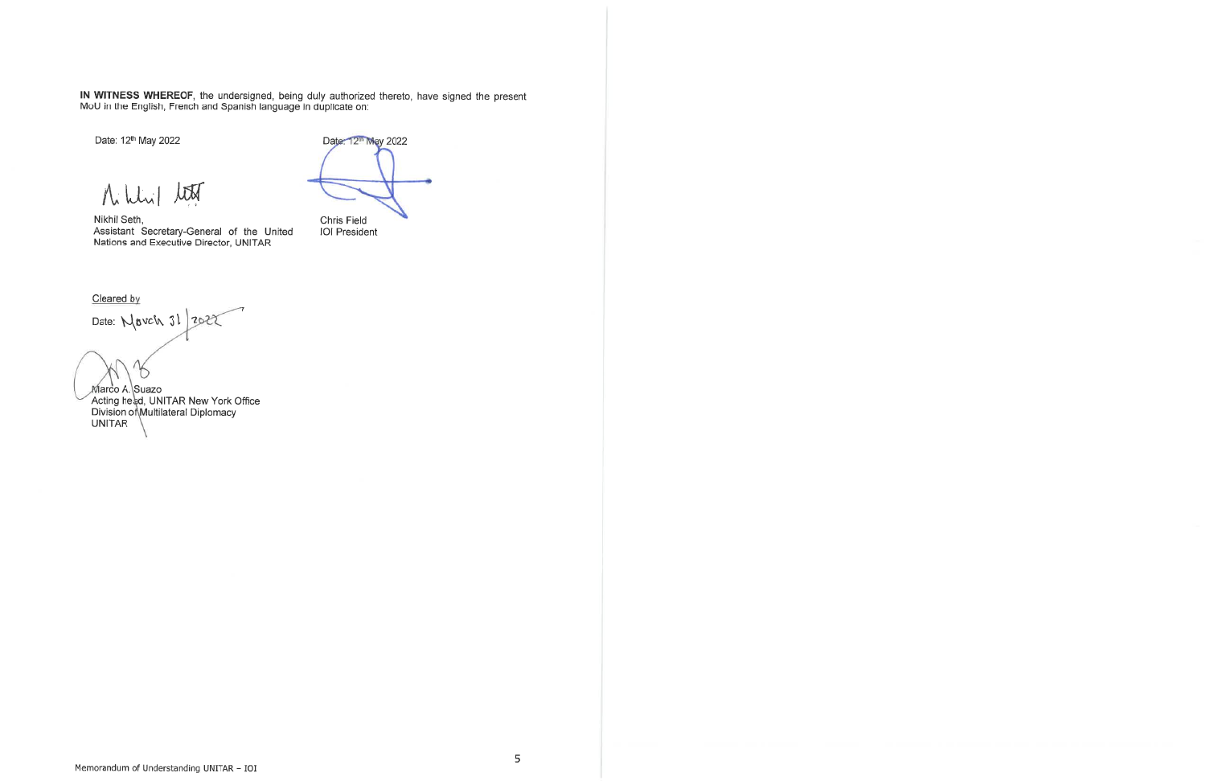**IN WITNESS WHEREOF**, the undersigned, being duly authorized thereto, have signed the present MoU in the English, French and Spanish language in duplicate on:

| | |
|---|---|
| Date: 12th May 2022 | Date: 12th May 2022 |
| Nikhil Seth,<br>Assistant Secretary-General of the United Nations and Executive Director, UNITAR | Chris Field<br>IOI President |

Cleared by

Date: March 31 2022

Marco A. Suazo
Acting head, UNITAR New York Office
Division of Multilateral Diplomacy
UNITAR